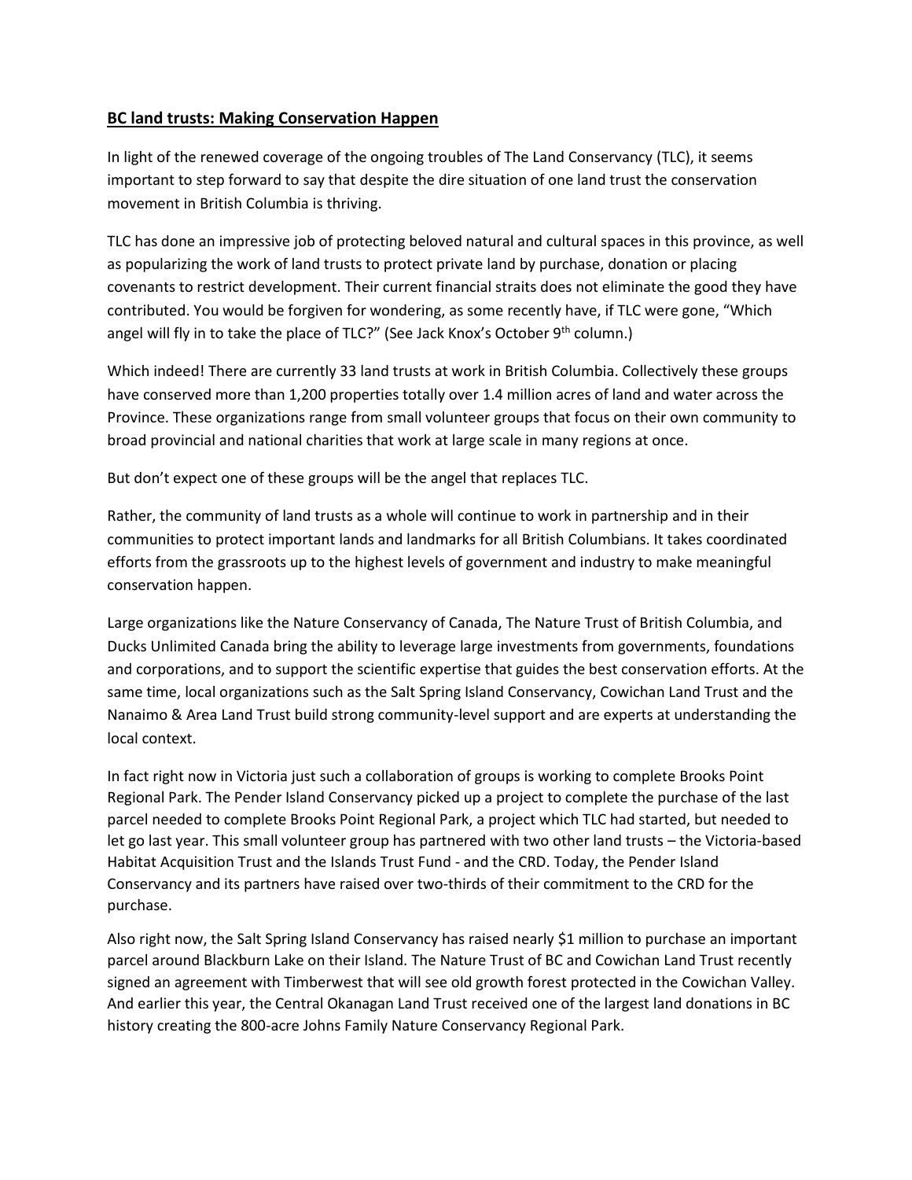## BC land trusts: Making Conservation Happen

In light of the renewed coverage of the ongoing troubles of The Land Conservancy (TLC), it seems important to step forward to say that despite the dire situation of one land trust the conservation movement in British Columbia is thriving.

TLC has done an impressive job of protecting beloved natural and cultural spaces in this province, as well as popularizing the work of land trusts to protect private land by purchase, donation or placing covenants to restrict development. Their current financial straits does not eliminate the good they have contributed. You would be forgiven for wondering, as some recently have, if TLC were gone, "Which angel will fly in to take the place of TLC?" (See Jack Knox's October 9th column.)

Which indeed! There are currently 33 land trusts at work in British Columbia. Collectively these groups have conserved more than 1,200 properties totally over 1.4 million acres of land and water across the Province. These organizations range from small volunteer groups that focus on their own community to broad provincial and national charities that work at large scale in many regions at once.

But don't expect one of these groups will be the angel that replaces TLC.

Rather, the community of land trusts as a whole will continue to work in partnership and in their communities to protect important lands and landmarks for all British Columbians. It takes coordinated efforts from the grassroots up to the highest levels of government and industry to make meaningful conservation happen.

Large organizations like the Nature Conservancy of Canada, The Nature Trust of British Columbia, and Ducks Unlimited Canada bring the ability to leverage large investments from governments, foundations and corporations, and to support the scientific expertise that guides the best conservation efforts. At the same time, local organizations such as the Salt Spring Island Conservancy, Cowichan Land Trust and the Nanaimo & Area Land Trust build strong community-level support and are experts at understanding the local context.

In fact right now in Victoria just such a collaboration of groups is working to complete Brooks Point Regional Park. The Pender Island Conservancy picked up a project to complete the purchase of the last parcel needed to complete Brooks Point Regional Park, a project which TLC had started, but needed to let go last year. This small volunteer group has partnered with two other land trusts – the Victoria-based Habitat Acquisition Trust and the Islands Trust Fund - and the CRD. Today, the Pender Island Conservancy and its partners have raised over two-thirds of their commitment to the CRD for the purchase.

Also right now, the Salt Spring Island Conservancy has raised nearly $1 million to purchase an important parcel around Blackburn Lake on their Island. The Nature Trust of BC and Cowichan Land Trust recently signed an agreement with Timberwest that will see old growth forest protected in the Cowichan Valley. And earlier this year, the Central Okanagan Land Trust received one of the largest land donations in BC history creating the 800-acre Johns Family Nature Conservancy Regional Park.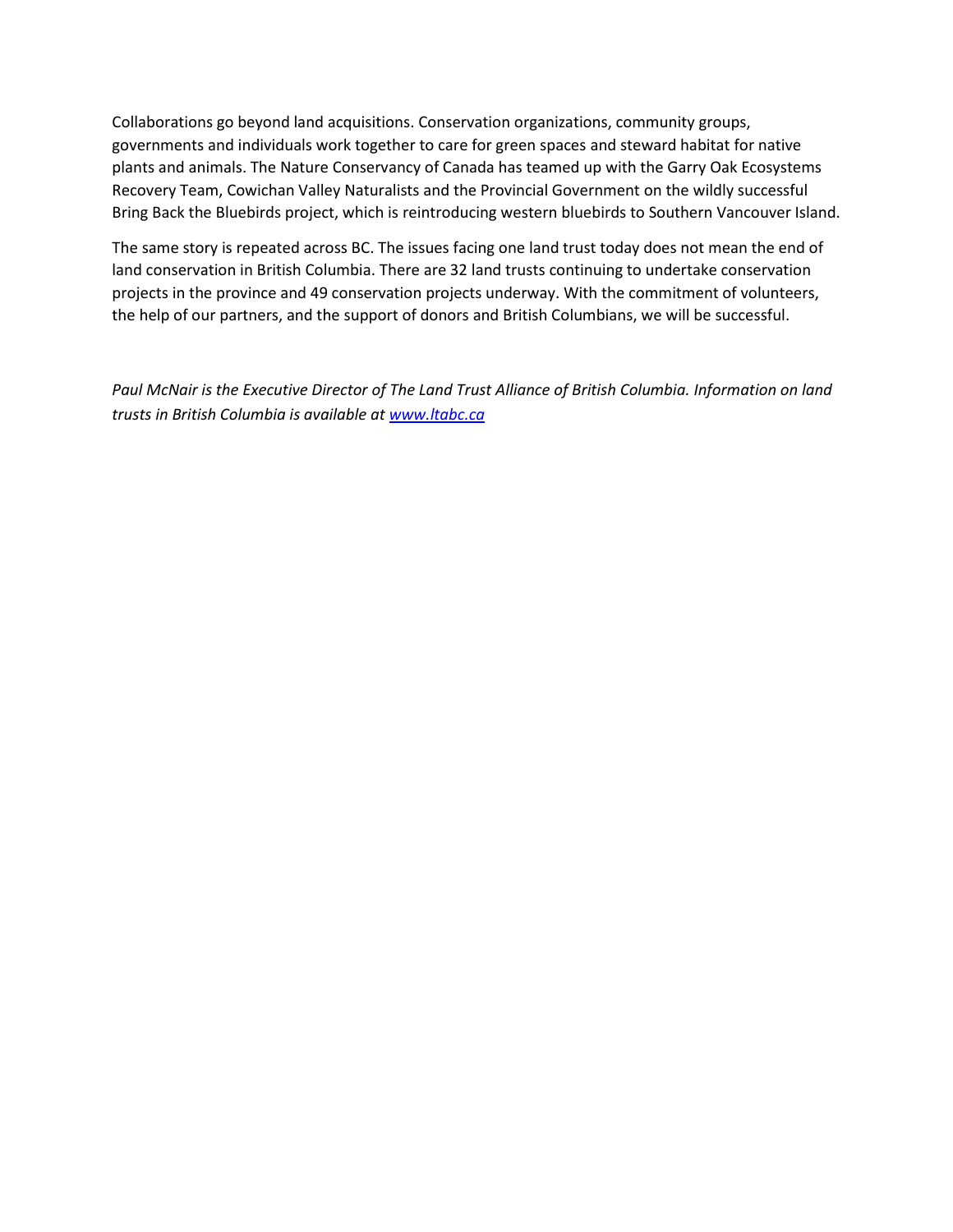Collaborations go beyond land acquisitions. Conservation organizations, community groups, governments and individuals work together to care for green spaces and steward habitat for native plants and animals. The Nature Conservancy of Canada has teamed up with the Garry Oak Ecosystems Recovery Team, Cowichan Valley Naturalists and the Provincial Government on the wildly successful Bring Back the Bluebirds project, which is reintroducing western bluebirds to Southern Vancouver Island.

The same story is repeated across BC. The issues facing one land trust today does not mean the end of land conservation in British Columbia. There are 32 land trusts continuing to undertake conservation projects in the province and 49 conservation projects underway. With the commitment of volunteers, the help of our partners, and the support of donors and British Columbians, we will be successful.

*Paul McNair is the Executive Director of The Land Trust Alliance of British Columbia. Information on land trusts in British Columbia is available at [www.ltabc.ca](http://www.ltabc.ca)*